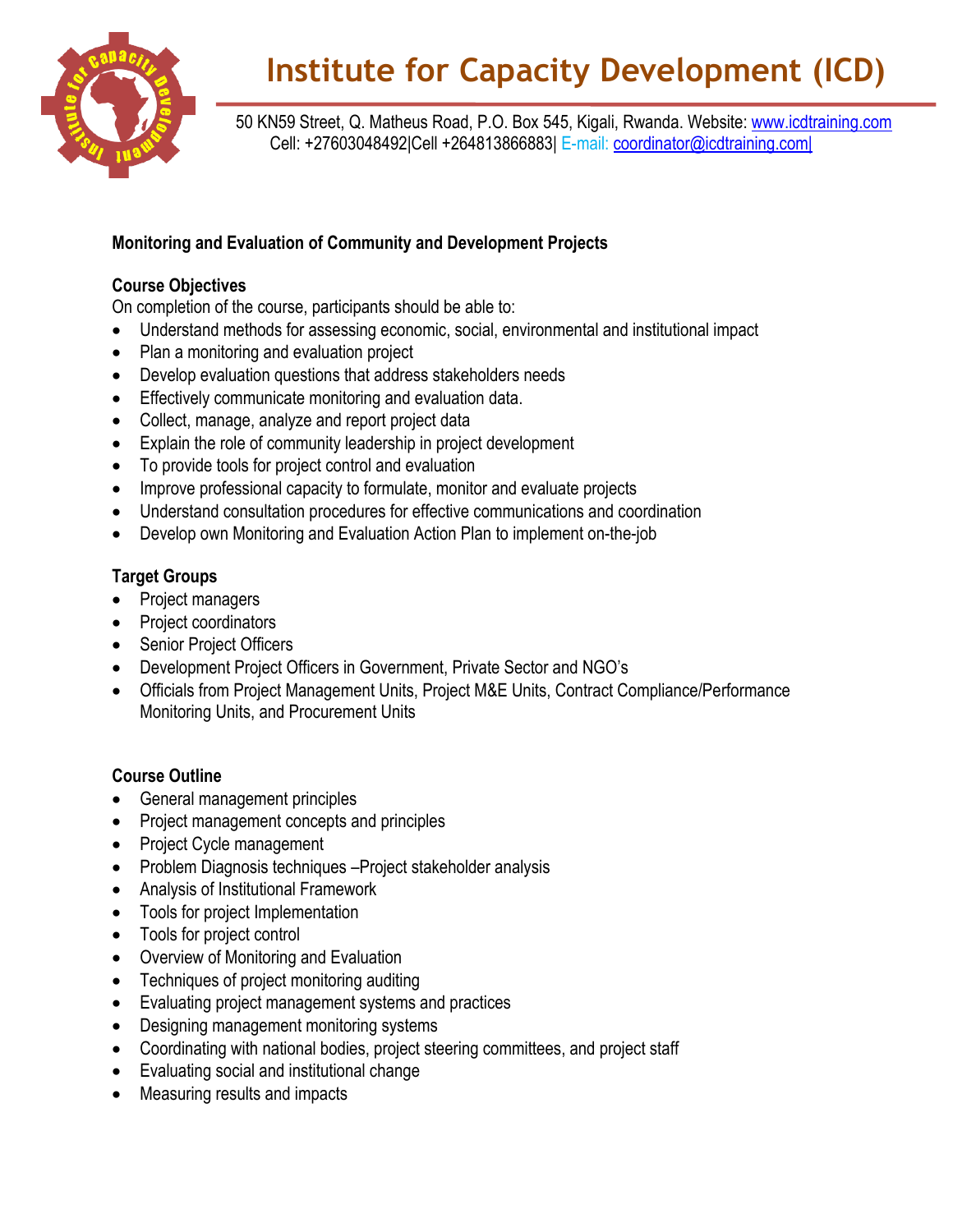# Institute for Capacity Development (ICD)

50 KN59 Street, Q. Matheus Road, P.O. Box 545, Kigali, Rwanda. Website: www.icdtraining.com
Cell: +27603048492|Cell +264813866883| E-mail: coordinator@icdtraining.com|

**Monitoring and Evaluation of Community and Development Projects**

**Course Objectives**

On completion of the course, participants should be able to:

- Understand methods for assessing economic, social, environmental and institutional impact
- Plan a monitoring and evaluation project
- Develop evaluation questions that address stakeholders needs
- Effectively communicate monitoring and evaluation data.
- Collect, manage, analyze and report project data
- Explain the role of community leadership in project development
- To provide tools for project control and evaluation
- Improve professional capacity to formulate, monitor and evaluate projects
- Understand consultation procedures for effective communications and coordination
- Develop own Monitoring and Evaluation Action Plan to implement on-the-job

**Target Groups**

- Project managers
- Project coordinators
- Senior Project Officers
- Development Project Officers in Government, Private Sector and NGO's
- Officials from Project Management Units, Project M&E Units, Contract Compliance/Performance Monitoring Units, and Procurement Units

**Course Outline**

- General management principles
- Project management concepts and principles
- Project Cycle management
- Problem Diagnosis techniques –Project stakeholder analysis
- Analysis of Institutional Framework
- Tools for project Implementation
- Tools for project control
- Overview of Monitoring and Evaluation
- Techniques of project monitoring auditing
- Evaluating project management systems and practices
- Designing management monitoring systems
- Coordinating with national bodies, project steering committees, and project staff
- Evaluating social and institutional change
- Measuring results and impacts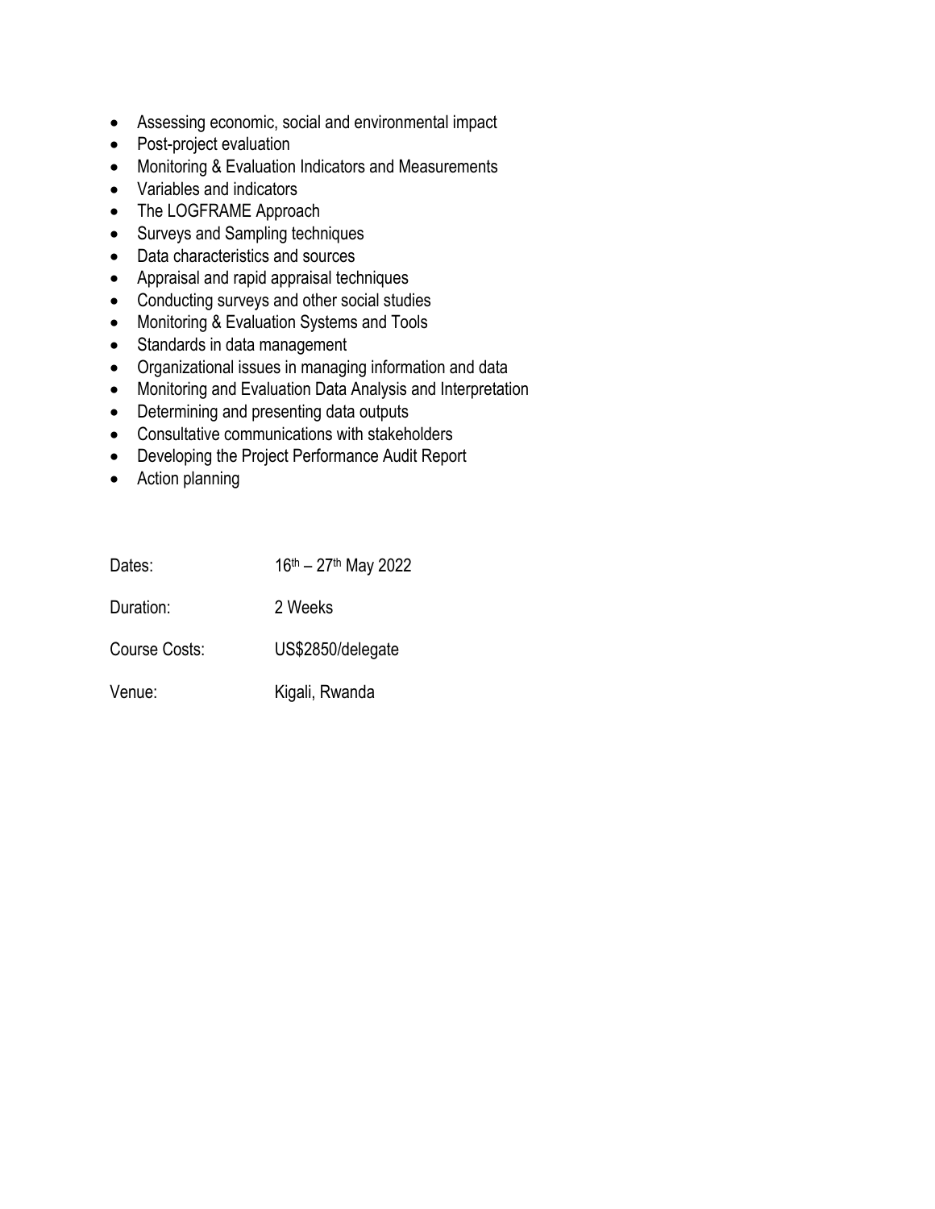- Assessing economic, social and environmental impact
- Post-project evaluation
- Monitoring & Evaluation Indicators and Measurements
- Variables and indicators
- The LOGFRAME Approach
- Surveys and Sampling techniques
- Data characteristics and sources
- Appraisal and rapid appraisal techniques
- Conducting surveys and other social studies
- Monitoring & Evaluation Systems and Tools
- Standards in data management
- Organizational issues in managing information and data
- Monitoring and Evaluation Data Analysis and Interpretation
- Determining and presenting data outputs
- Consultative communications with stakeholders
- Developing the Project Performance Audit Report
- Action planning

| | |
|---|---|
| Dates: | 16th – 27th May 2022 |
| Duration: | 2 Weeks |
| Course Costs: | US$2850/delegate |
| Venue: | Kigali, Rwanda |